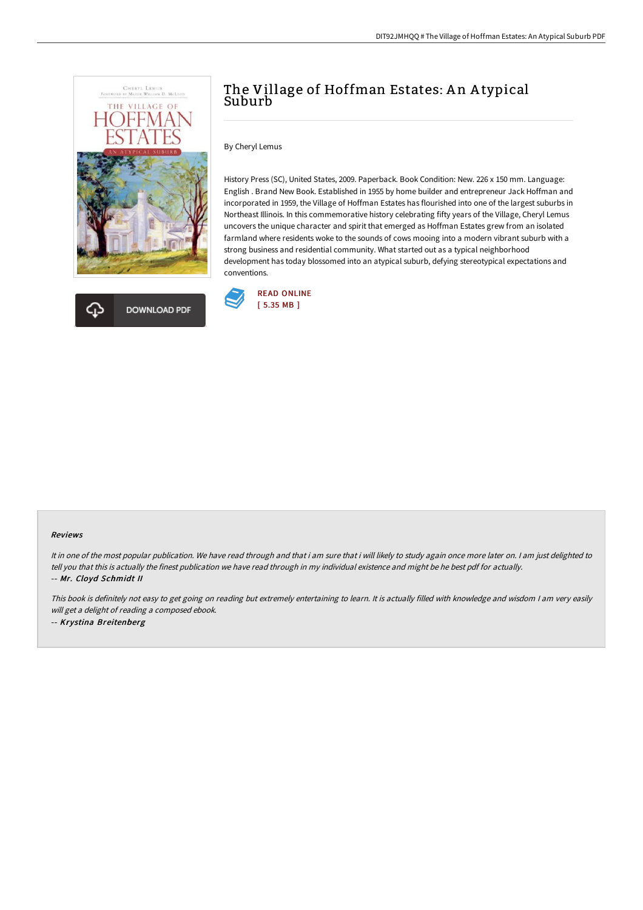# The Village of Hoffman Estates: An Atypical Suburb

By Cheryl Lemus

History Press (SC), United States, 2009. Paperback. Book Condition: New. 226 x 150 mm. Language: English . Brand New Book. Established in 1955 by home builder and entrepreneur Jack Hoffman and incorporated in 1959, the Village of Hoffman Estates has flourished into one of the largest suburbs in Northeast Illinois. In this commemorative history celebrating fifty years of the Village, Cheryl Lemus uncovers the unique character and spirit that emerged as Hoffman Estates grew from an isolated farmland where residents woke to the sounds of cows mooing into a modern vibrant suburb with a strong business and residential community. What started out as a typical neighborhood development has today blossomed into an atypical suburb, defying stereotypical expectations and conventions.

DOWNLOAD PDF

READ ONLINE
[ 5.35 MB ]

### Reviews

*It in one of the most popular publication. We have read through and that i am sure that i will likely to study again once more later on. I am just delighted to tell you that this is actually the finest publication we have read through in my individual existence and might be he best pdf for actually.*

-- ***Mr. Cloyd Schmidt II***

*This book is definitely not easy to get going on reading but extremely entertaining to learn. It is actually filled with knowledge and wisdom I am very easily will get a delight of reading a composed ebook.*

-- ***Krystina Breitenberg***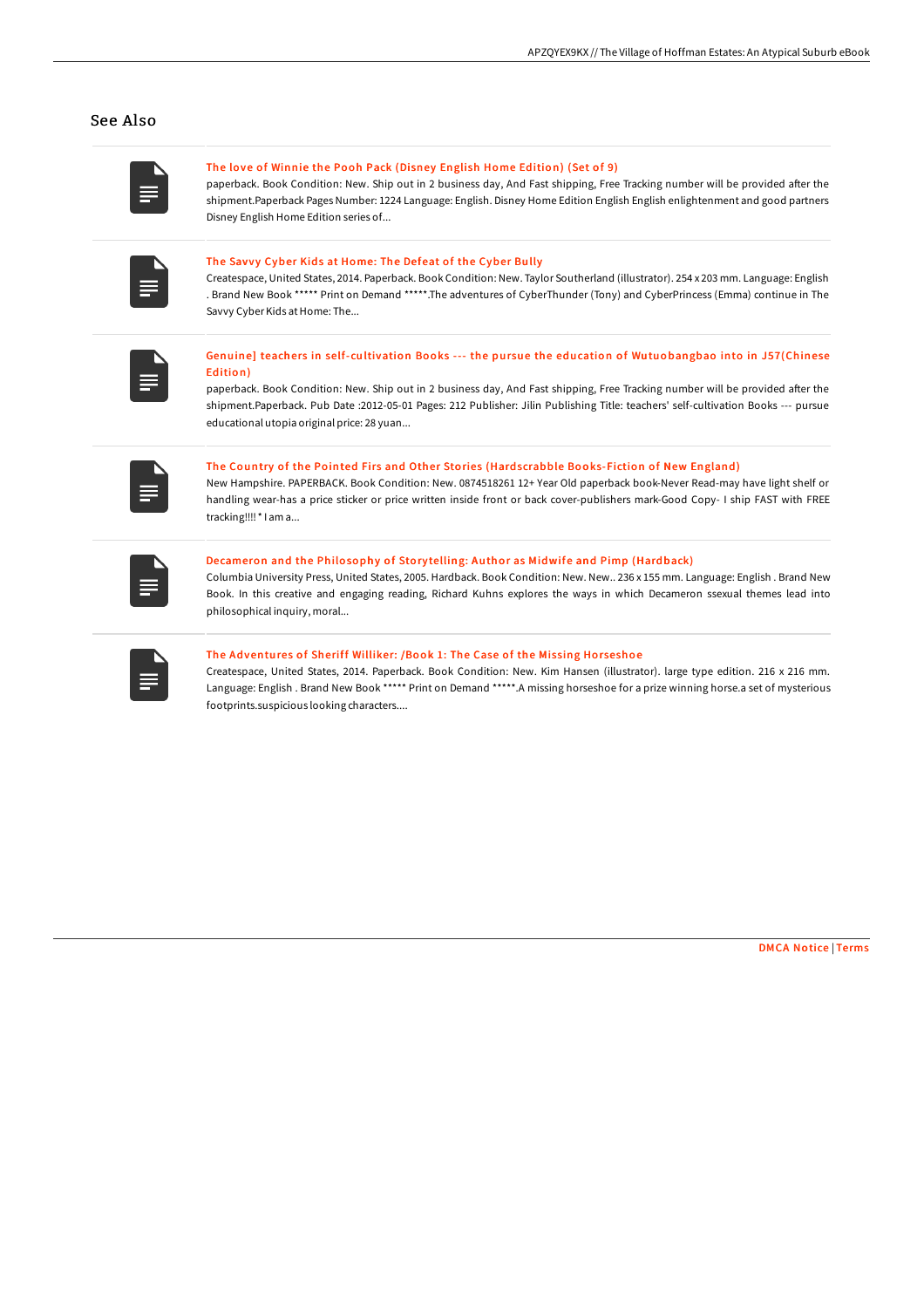## See Also

### The love of Winnie the Pooh Pack (Disney English Home Edition) (Set of 9)

paperback. Book Condition: New. Ship out in 2 business day, And Fast shipping, Free Tracking number will be provided after the shipment.Paperback Pages Number: 1224 Language: English. Disney Home Edition English English enlightenment and good partners Disney English Home Edition series of...

### The Savvy Cyber Kids at Home: The Defeat of the Cyber Bully

Createspace, United States, 2014. Paperback. Book Condition: New. Taylor Southerland (illustrator). 254 x 203 mm. Language: English . Brand New Book ***** Print on Demand *****.The adventures of CyberThunder (Tony) and CyberPrincess (Emma) continue in The Savvy Cyber Kids at Home: The...

### Genuine] teachers in self-cultivation Books --- the pursue the education of Wutuobangbao into in J57(Chinese Edition)

paperback. Book Condition: New. Ship out in 2 business day, And Fast shipping, Free Tracking number will be provided after the shipment.Paperback. Pub Date :2012-05-01 Pages: 212 Publisher: Jilin Publishing Title: teachers' self-cultivation Books --- pursue educational utopia original price: 28 yuan...

### The Country of the Pointed Firs and Other Stories (Hardscrabble Books-Fiction of New England)

New Hampshire. PAPERBACK. Book Condition: New. 0874518261 12+ Year Old paperback book-Never Read-may have light shelf or handling wear-has a price sticker or price written inside front or back cover-publishers mark-Good Copy- I ship FAST with FREE tracking!!!! * I am a...

### Decameron and the Philosophy of Storytelling: Author as Midwife and Pimp (Hardback)

Columbia University Press, United States, 2005. Hardback. Book Condition: New. New.. 236 x 155 mm. Language: English . Brand New Book. In this creative and engaging reading, Richard Kuhns explores the ways in which Decameron ssexual themes lead into philosophical inquiry, moral...

### The Adventures of Sheriff Williker: /Book 1: The Case of the Missing Horseshoe

Createspace, United States, 2014. Paperback. Book Condition: New. Kim Hansen (illustrator). large type edition. 216 x 216 mm. Language: English . Brand New Book ***** Print on Demand *****.A missing horseshoe for a prize winning horse.a set of mysterious footprints.suspicious looking characters....